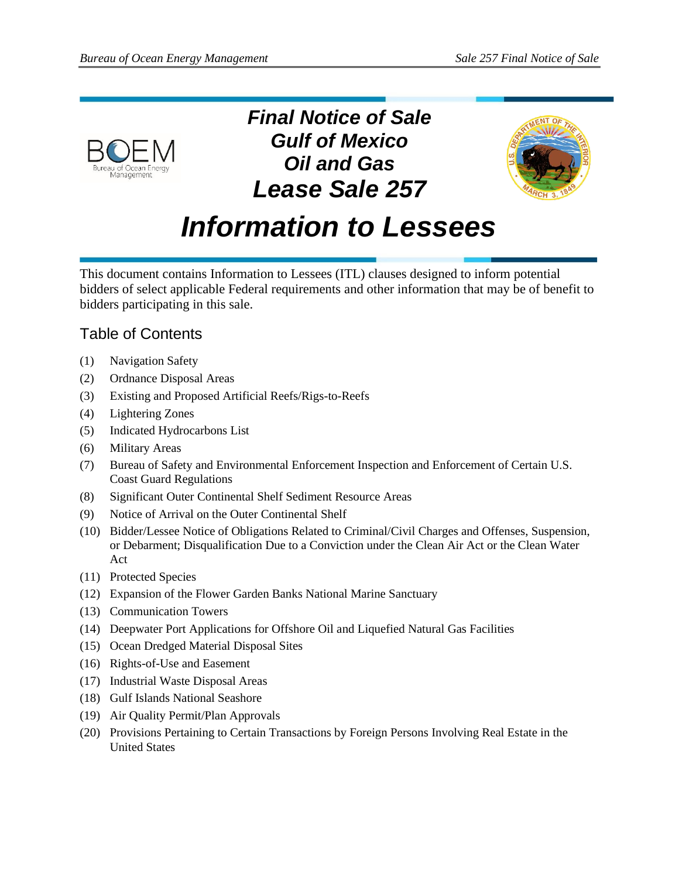# Final Notice of Sale
# Gulf of Mexico
# Oil and Gas
# Lease Sale 257

# Information to Lessees

This document contains Information to Lessees (ITL) clauses designed to inform potential bidders of select applicable Federal requirements and other information that may be of benefit to bidders participating in this sale.

## Table of Contents

(1) Navigation Safety

(2) Ordnance Disposal Areas

(3) Existing and Proposed Artificial Reefs/Rigs-to-Reefs

(4) Lightering Zones

(5) Indicated Hydrocarbons List

(6) Military Areas

(7) Bureau of Safety and Environmental Enforcement Inspection and Enforcement of Certain U.S. Coast Guard Regulations

(8) Significant Outer Continental Shelf Sediment Resource Areas

(9) Notice of Arrival on the Outer Continental Shelf

(10) Bidder/Lessee Notice of Obligations Related to Criminal/Civil Charges and Offenses, Suspension, or Debarment; Disqualification Due to a Conviction under the Clean Air Act or the Clean Water Act

(11) Protected Species

(12) Expansion of the Flower Garden Banks National Marine Sanctuary

(13) Communication Towers

(14) Deepwater Port Applications for Offshore Oil and Liquefied Natural Gas Facilities

(15) Ocean Dredged Material Disposal Sites

(16) Rights-of-Use and Easement

(17) Industrial Waste Disposal Areas

(18) Gulf Islands National Seashore

(19) Air Quality Permit/Plan Approvals

(20) Provisions Pertaining to Certain Transactions by Foreign Persons Involving Real Estate in the United States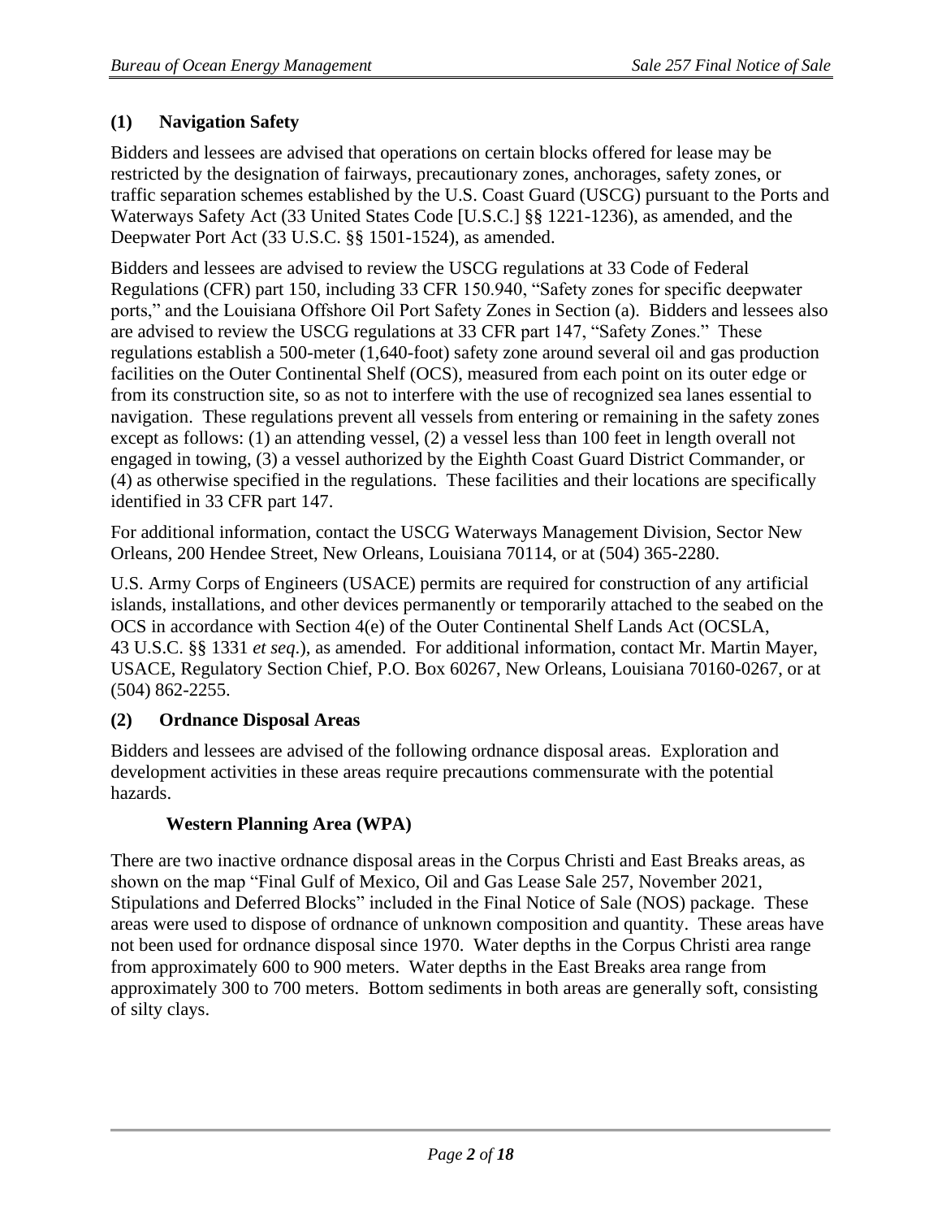## (1) Navigation Safety

Bidders and lessees are advised that operations on certain blocks offered for lease may be restricted by the designation of fairways, precautionary zones, anchorages, safety zones, or traffic separation schemes established by the U.S. Coast Guard (USCG) pursuant to the Ports and Waterways Safety Act (33 United States Code [U.S.C.] §§ 1221-1236), as amended, and the Deepwater Port Act (33 U.S.C. §§ 1501-1524), as amended.

Bidders and lessees are advised to review the USCG regulations at 33 Code of Federal Regulations (CFR) part 150, including 33 CFR 150.940, "Safety zones for specific deepwater ports," and the Louisiana Offshore Oil Port Safety Zones in Section (a). Bidders and lessees also are advised to review the USCG regulations at 33 CFR part 147, "Safety Zones." These regulations establish a 500-meter (1,640-foot) safety zone around several oil and gas production facilities on the Outer Continental Shelf (OCS), measured from each point on its outer edge or from its construction site, so as not to interfere with the use of recognized sea lanes essential to navigation. These regulations prevent all vessels from entering or remaining in the safety zones except as follows: (1) an attending vessel, (2) a vessel less than 100 feet in length overall not engaged in towing, (3) a vessel authorized by the Eighth Coast Guard District Commander, or (4) as otherwise specified in the regulations. These facilities and their locations are specifically identified in 33 CFR part 147.

For additional information, contact the USCG Waterways Management Division, Sector New Orleans, 200 Hendee Street, New Orleans, Louisiana 70114, or at (504) 365-2280.

U.S. Army Corps of Engineers (USACE) permits are required for construction of any artificial islands, installations, and other devices permanently or temporarily attached to the seabed on the OCS in accordance with Section 4(e) of the Outer Continental Shelf Lands Act (OCSLA, 43 U.S.C. §§ 1331 *et seq*.), as amended. For additional information, contact Mr. Martin Mayer, USACE, Regulatory Section Chief, P.O. Box 60267, New Orleans, Louisiana 70160-0267, or at (504) 862-2255.

## (2) Ordnance Disposal Areas

Bidders and lessees are advised of the following ordnance disposal areas. Exploration and development activities in these areas require precautions commensurate with the potential hazards.

### Western Planning Area (WPA)

There are two inactive ordnance disposal areas in the Corpus Christi and East Breaks areas, as shown on the map "Final Gulf of Mexico, Oil and Gas Lease Sale 257, November 2021, Stipulations and Deferred Blocks" included in the Final Notice of Sale (NOS) package. These areas were used to dispose of ordnance of unknown composition and quantity. These areas have not been used for ordnance disposal since 1970. Water depths in the Corpus Christi area range from approximately 600 to 900 meters. Water depths in the East Breaks area range from approximately 300 to 700 meters. Bottom sediments in both areas are generally soft, consisting of silty clays.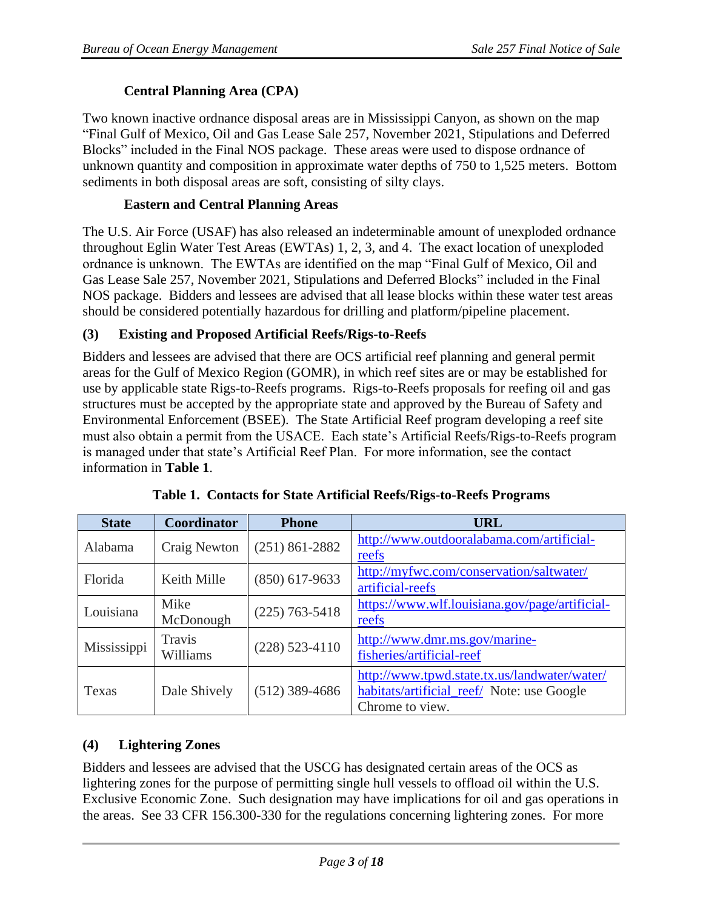#### Central Planning Area (CPA)

Two known inactive ordnance disposal areas are in Mississippi Canyon, as shown on the map "Final Gulf of Mexico, Oil and Gas Lease Sale 257, November 2021, Stipulations and Deferred Blocks" included in the Final NOS package. These areas were used to dispose ordnance of unknown quantity and composition in approximate water depths of 750 to 1,525 meters. Bottom sediments in both disposal areas are soft, consisting of silty clays.

#### Eastern and Central Planning Areas

The U.S. Air Force (USAF) has also released an indeterminable amount of unexploded ordnance throughout Eglin Water Test Areas (EWTAs) 1, 2, 3, and 4. The exact location of unexploded ordnance is unknown. The EWTAs are identified on the map "Final Gulf of Mexico, Oil and Gas Lease Sale 257, November 2021, Stipulations and Deferred Blocks" included in the Final NOS package. Bidders and lessees are advised that all lease blocks within these water test areas should be considered potentially hazardous for drilling and platform/pipeline placement.

### (3) Existing and Proposed Artificial Reefs/Rigs-to-Reefs

Bidders and lessees are advised that there are OCS artificial reef planning and general permit areas for the Gulf of Mexico Region (GOMR), in which reef sites are or may be established for use by applicable state Rigs-to-Reefs programs. Rigs-to-Reefs proposals for reefing oil and gas structures must be accepted by the appropriate state and approved by the Bureau of Safety and Environmental Enforcement (BSEE). The State Artificial Reef program developing a reef site must also obtain a permit from the USACE. Each state's Artificial Reefs/Rigs-to-Reefs program is managed under that state's Artificial Reef Plan. For more information, see the contact information in **Table 1**.

**Table 1. Contacts for State Artificial Reefs/Rigs-to-Reefs Programs**

| State | Coordinator | Phone | URL |
|---|---|---|---|
| Alabama | Craig Newton | (251) 861-2882 | http://www.outdooralabama.com/artificial-reefs |
| Florida | Keith Mille | (850) 617-9633 | http://myfwc.com/conservation/saltwater/artificial-reefs |
| Louisiana | Mike McDonough | (225) 763-5418 | https://www.wlf.louisiana.gov/page/artificial-reefs |
| Mississippi | Travis Williams | (228) 523-4110 | http://www.dmr.ms.gov/marine-fisheries/artificial-reef |
| Texas | Dale Shively | (512) 389-4686 | http://www.tpwd.state.tx.us/landwater/water/habitats/artificial_reef/ Note: use Google Chrome to view. |

### (4) Lightering Zones

Bidders and lessees are advised that the USCG has designated certain areas of the OCS as lightering zones for the purpose of permitting single hull vessels to offload oil within the U.S. Exclusive Economic Zone. Such designation may have implications for oil and gas operations in the areas. See 33 CFR 156.300-330 for the regulations concerning lightering zones. For more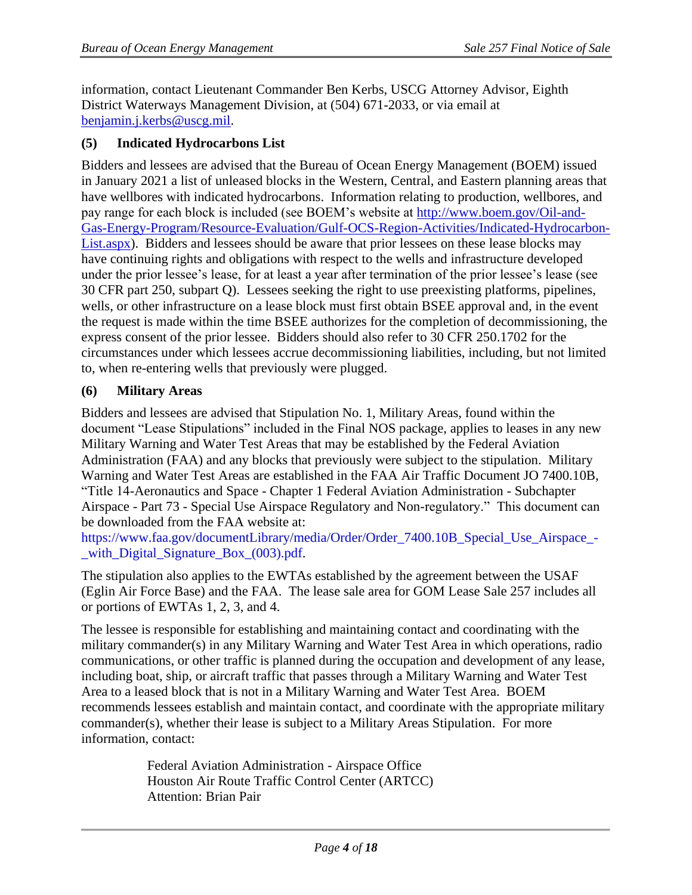information, contact Lieutenant Commander Ben Kerbs, USCG Attorney Advisor, Eighth District Waterways Management Division, at (504) 671-2033, or via email at [benjamin.j.kerbs@uscg.mil](mailto:benjamin.j.kerbs@uscg.mil).

### (5) Indicated Hydrocarbons List

Bidders and lessees are advised that the Bureau of Ocean Energy Management (BOEM) issued in January 2021 a list of unleased blocks in the Western, Central, and Eastern planning areas that have wellbores with indicated hydrocarbons. Information relating to production, wellbores, and pay range for each block is included (see BOEM's website at [http://www.boem.gov/Oil-and-Gas-Energy-Program/Resource-Evaluation/Gulf-OCS-Region-Activities/Indicated-Hydrocarbon-List.aspx](http://www.boem.gov/Oil-and-Gas-Energy-Program/Resource-Evaluation/Gulf-OCS-Region-Activities/Indicated-Hydrocarbon-List.aspx)). Bidders and lessees should be aware that prior lessees on these lease blocks may have continuing rights and obligations with respect to the wells and infrastructure developed under the prior lessee's lease, for at least a year after termination of the prior lessee's lease (see 30 CFR part 250, subpart Q). Lessees seeking the right to use preexisting platforms, pipelines, wells, or other infrastructure on a lease block must first obtain BSEE approval and, in the event the request is made within the time BSEE authorizes for the completion of decommissioning, the express consent of the prior lessee. Bidders should also refer to 30 CFR 250.1702 for the circumstances under which lessees accrue decommissioning liabilities, including, but not limited to, when re-entering wells that previously were plugged.

### (6) Military Areas

Bidders and lessees are advised that Stipulation No. 1, Military Areas, found within the document "Lease Stipulations" included in the Final NOS package, applies to leases in any new Military Warning and Water Test Areas that may be established by the Federal Aviation Administration (FAA) and any blocks that previously were subject to the stipulation. Military Warning and Water Test Areas are established in the FAA Air Traffic Document JO 7400.10B, "Title 14-Aeronautics and Space - Chapter 1 Federal Aviation Administration - Subchapter Airspace - Part 73 - Special Use Airspace Regulatory and Non-regulatory." This document can be downloaded from the FAA website at: https://www.faa.gov/documentLibrary/media/Order/Order_7400.10B_Special_Use_Airspace_-_with_Digital_Signature_Box_(003).pdf.

The stipulation also applies to the EWTAs established by the agreement between the USAF (Eglin Air Force Base) and the FAA. The lease sale area for GOM Lease Sale 257 includes all or portions of EWTAs 1, 2, 3, and 4.

The lessee is responsible for establishing and maintaining contact and coordinating with the military commander(s) in any Military Warning and Water Test Area in which operations, radio communications, or other traffic is planned during the occupation and development of any lease, including boat, ship, or aircraft traffic that passes through a Military Warning and Water Test Area to a leased block that is not in a Military Warning and Water Test Area. BOEM recommends lessees establish and maintain contact, and coordinate with the appropriate military commander(s), whether their lease is subject to a Military Areas Stipulation. For more information, contact:

> Federal Aviation Administration - Airspace Office
> Houston Air Route Traffic Control Center (ARTCC)
> Attention: Brian Pair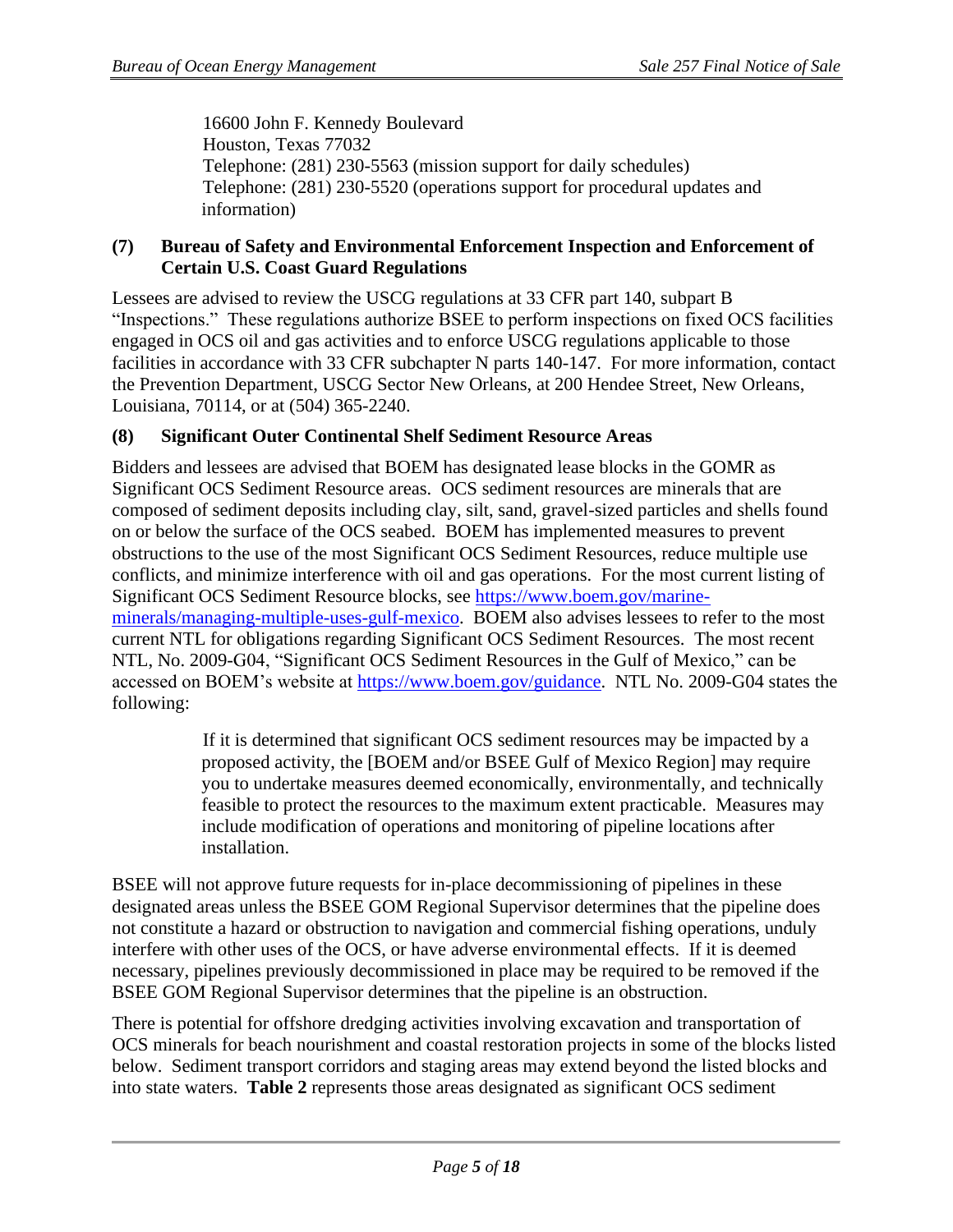16600 John F. Kennedy Boulevard
Houston, Texas 77032
Telephone: (281) 230-5563 (mission support for daily schedules)
Telephone: (281) 230-5520 (operations support for procedural updates and information)

**(7) Bureau of Safety and Environmental Enforcement Inspection and Enforcement of Certain U.S. Coast Guard Regulations**

Lessees are advised to review the USCG regulations at 33 CFR part 140, subpart B "Inspections." These regulations authorize BSEE to perform inspections on fixed OCS facilities engaged in OCS oil and gas activities and to enforce USCG regulations applicable to those facilities in accordance with 33 CFR subchapter N parts 140-147. For more information, contact the Prevention Department, USCG Sector New Orleans, at 200 Hendee Street, New Orleans, Louisiana, 70114, or at (504) 365-2240.

**(8) Significant Outer Continental Shelf Sediment Resource Areas**

Bidders and lessees are advised that BOEM has designated lease blocks in the GOMR as Significant OCS Sediment Resource areas. OCS sediment resources are minerals that are composed of sediment deposits including clay, silt, sand, gravel-sized particles and shells found on or below the surface of the OCS seabed. BOEM has implemented measures to prevent obstructions to the use of the most Significant OCS Sediment Resources, reduce multiple use conflicts, and minimize interference with oil and gas operations. For the most current listing of Significant OCS Sediment Resource blocks, see [https://www.boem.gov/marine-minerals/managing-multiple-uses-gulf-mexico](https://www.boem.gov/marine-minerals/managing-multiple-uses-gulf-mexico). BOEM also advises lessees to refer to the most current NTL for obligations regarding Significant OCS Sediment Resources. The most recent NTL, No. 2009-G04, "Significant OCS Sediment Resources in the Gulf of Mexico," can be accessed on BOEM's website at [https://www.boem.gov/guidance](https://www.boem.gov/guidance). NTL No. 2009-G04 states the following:

> If it is determined that significant OCS sediment resources may be impacted by a proposed activity, the [BOEM and/or BSEE Gulf of Mexico Region] may require you to undertake measures deemed economically, environmentally, and technically feasible to protect the resources to the maximum extent practicable. Measures may include modification of operations and monitoring of pipeline locations after installation.

BSEE will not approve future requests for in-place decommissioning of pipelines in these designated areas unless the BSEE GOM Regional Supervisor determines that the pipeline does not constitute a hazard or obstruction to navigation and commercial fishing operations, unduly interfere with other uses of the OCS, or have adverse environmental effects. If it is deemed necessary, pipelines previously decommissioned in place may be required to be removed if the BSEE GOM Regional Supervisor determines that the pipeline is an obstruction.

There is potential for offshore dredging activities involving excavation and transportation of OCS minerals for beach nourishment and coastal restoration projects in some of the blocks listed below. Sediment transport corridors and staging areas may extend beyond the listed blocks and into state waters. **Table 2** represents those areas designated as significant OCS sediment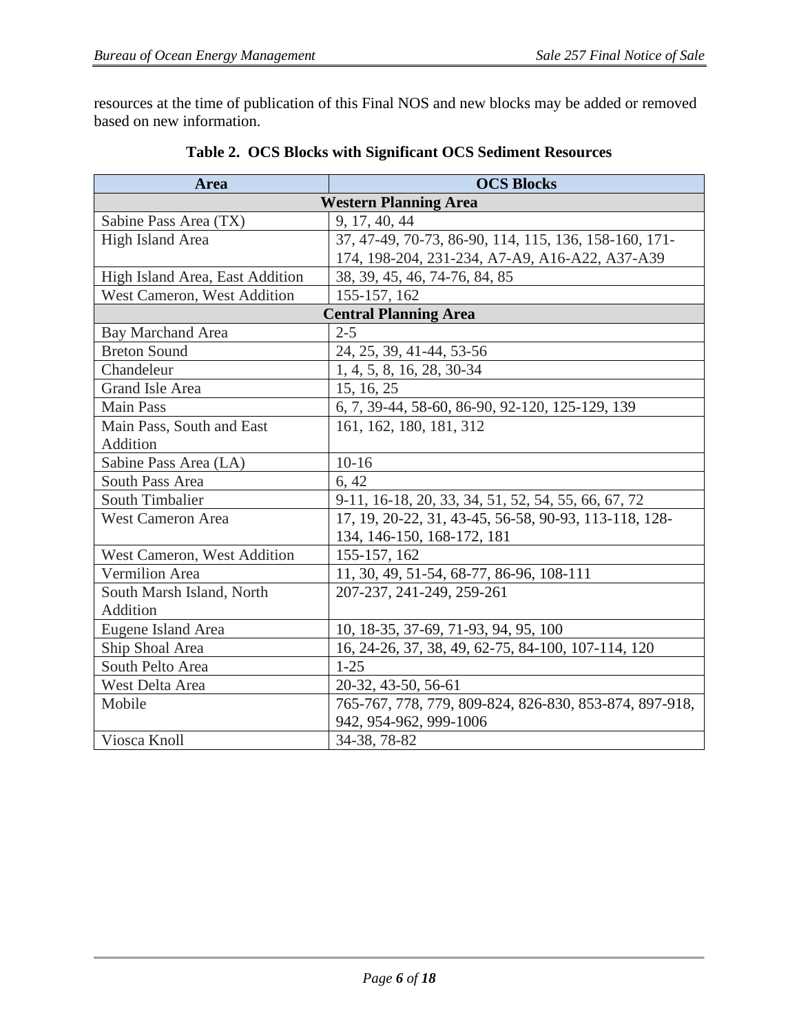resources at the time of publication of this Final NOS and new blocks may be added or removed based on new information.

**Table 2. OCS Blocks with Significant OCS Sediment Resources**

| Area | OCS Blocks |
|---|---|
| **Western Planning Area** | |
| Sabine Pass Area (TX) | 9, 17, 40, 44 |
| High Island Area | 37, 47-49, 70-73, 86-90, 114, 115, 136, 158-160, 171-174, 198-204, 231-234, A7-A9, A16-A22, A37-A39 |
| High Island Area, East Addition | 38, 39, 45, 46, 74-76, 84, 85 |
| West Cameron, West Addition | 155-157, 162 |
| **Central Planning Area** | |
| Bay Marchand Area | 2-5 |
| Breton Sound | 24, 25, 39, 41-44, 53-56 |
| Chandeleur | 1, 4, 5, 8, 16, 28, 30-34 |
| Grand Isle Area | 15, 16, 25 |
| Main Pass | 6, 7, 39-44, 58-60, 86-90, 92-120, 125-129, 139 |
| Main Pass, South and East Addition | 161, 162, 180, 181, 312 |
| Sabine Pass Area (LA) | 10-16 |
| South Pass Area | 6, 42 |
| South Timbalier | 9-11, 16-18, 20, 33, 34, 51, 52, 54, 55, 66, 67, 72 |
| West Cameron Area | 17, 19, 20-22, 31, 43-45, 56-58, 90-93, 113-118, 128-134, 146-150, 168-172, 181 |
| West Cameron, West Addition | 155-157, 162 |
| Vermilion Area | 11, 30, 49, 51-54, 68-77, 86-96, 108-111 |
| South Marsh Island, North Addition | 207-237, 241-249, 259-261 |
| Eugene Island Area | 10, 18-35, 37-69, 71-93, 94, 95, 100 |
| Ship Shoal Area | 16, 24-26, 37, 38, 49, 62-75, 84-100, 107-114, 120 |
| South Pelto Area | 1-25 |
| West Delta Area | 20-32, 43-50, 56-61 |
| Mobile | 765-767, 778, 779, 809-824, 826-830, 853-874, 897-918, 942, 954-962, 999-1006 |
| Viosca Knoll | 34-38, 78-82 |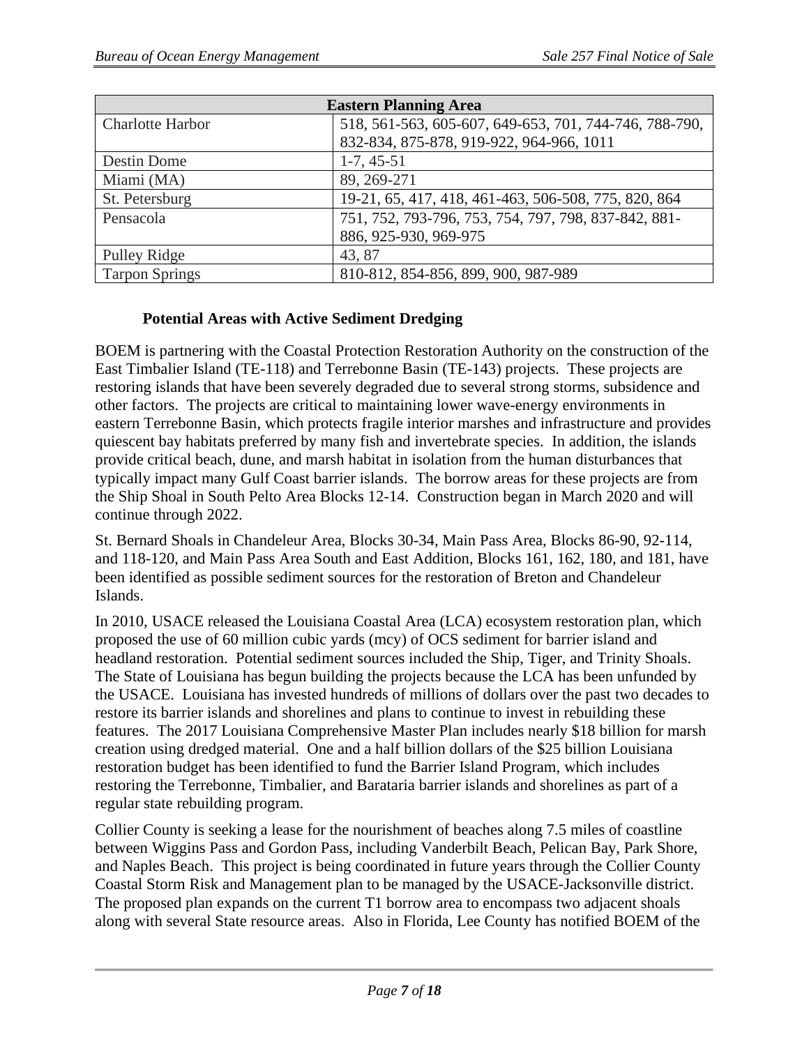| Eastern Planning Area | |
|---|---|
| Charlotte Harbor | 518, 561-563, 605-607, 649-653, 701, 744-746, 788-790, 832-834, 875-878, 919-922, 964-966, 1011 |
| Destin Dome | 1-7, 45-51 |
| Miami (MA) | 89, 269-271 |
| St. Petersburg | 19-21, 65, 417, 418, 461-463, 506-508, 775, 820, 864 |
| Pensacola | 751, 752, 793-796, 753, 754, 797, 798, 837-842, 881-886, 925-930, 969-975 |
| Pulley Ridge | 43, 87 |
| Tarpon Springs | 810-812, 854-856, 899, 900, 987-989 |

**Potential Areas with Active Sediment Dredging**

BOEM is partnering with the Coastal Protection Restoration Authority on the construction of the East Timbalier Island (TE-118) and Terrebonne Basin (TE-143) projects. These projects are restoring islands that have been severely degraded due to several strong storms, subsidence and other factors. The projects are critical to maintaining lower wave-energy environments in eastern Terrebonne Basin, which protects fragile interior marshes and infrastructure and provides quiescent bay habitats preferred by many fish and invertebrate species. In addition, the islands provide critical beach, dune, and marsh habitat in isolation from the human disturbances that typically impact many Gulf Coast barrier islands. The borrow areas for these projects are from the Ship Shoal in South Pelto Area Blocks 12-14. Construction began in March 2020 and will continue through 2022.

St. Bernard Shoals in Chandeleur Area, Blocks 30-34, Main Pass Area, Blocks 86-90, 92-114, and 118-120, and Main Pass Area South and East Addition, Blocks 161, 162, 180, and 181, have been identified as possible sediment sources for the restoration of Breton and Chandeleur Islands.

In 2010, USACE released the Louisiana Coastal Area (LCA) ecosystem restoration plan, which proposed the use of 60 million cubic yards (mcy) of OCS sediment for barrier island and headland restoration. Potential sediment sources included the Ship, Tiger, and Trinity Shoals. The State of Louisiana has begun building the projects because the LCA has been unfunded by the USACE. Louisiana has invested hundreds of millions of dollars over the past two decades to restore its barrier islands and shorelines and plans to continue to invest in rebuilding these features. The 2017 Louisiana Comprehensive Master Plan includes nearly $18 billion for marsh creation using dredged material. One and a half billion dollars of the $25 billion Louisiana restoration budget has been identified to fund the Barrier Island Program, which includes restoring the Terrebonne, Timbalier, and Barataria barrier islands and shorelines as part of a regular state rebuilding program.

Collier County is seeking a lease for the nourishment of beaches along 7.5 miles of coastline between Wiggins Pass and Gordon Pass, including Vanderbilt Beach, Pelican Bay, Park Shore, and Naples Beach. This project is being coordinated in future years through the Collier County Coastal Storm Risk and Management plan to be managed by the USACE-Jacksonville district. The proposed plan expands on the current T1 borrow area to encompass two adjacent shoals along with several State resource areas. Also in Florida, Lee County has notified BOEM of the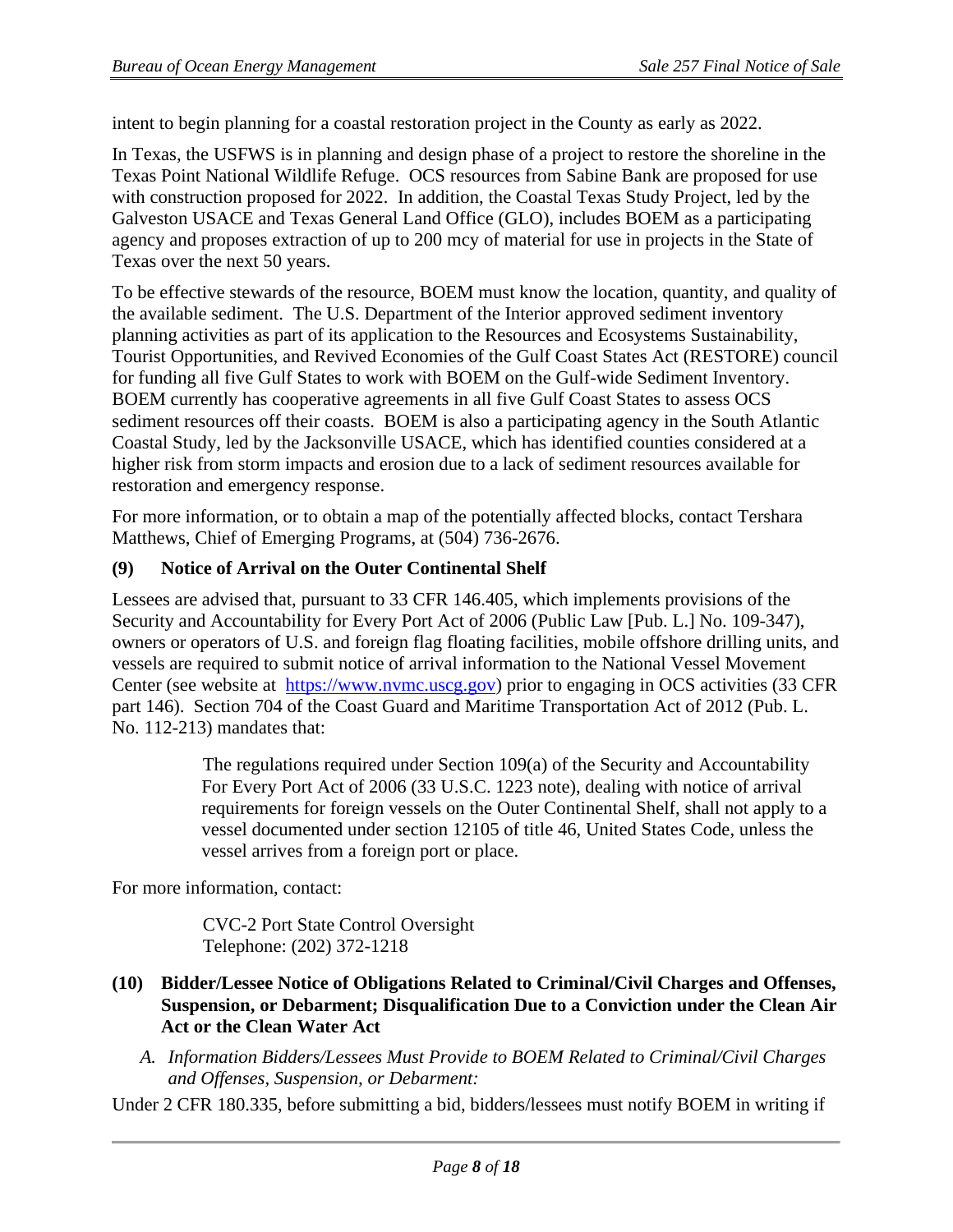intent to begin planning for a coastal restoration project in the County as early as 2022.

In Texas, the USFWS is in planning and design phase of a project to restore the shoreline in the Texas Point National Wildlife Refuge. OCS resources from Sabine Bank are proposed for use with construction proposed for 2022. In addition, the Coastal Texas Study Project, led by the Galveston USACE and Texas General Land Office (GLO), includes BOEM as a participating agency and proposes extraction of up to 200 mcy of material for use in projects in the State of Texas over the next 50 years.

To be effective stewards of the resource, BOEM must know the location, quantity, and quality of the available sediment. The U.S. Department of the Interior approved sediment inventory planning activities as part of its application to the Resources and Ecosystems Sustainability, Tourist Opportunities, and Revived Economies of the Gulf Coast States Act (RESTORE) council for funding all five Gulf States to work with BOEM on the Gulf-wide Sediment Inventory. BOEM currently has cooperative agreements in all five Gulf Coast States to assess OCS sediment resources off their coasts. BOEM is also a participating agency in the South Atlantic Coastal Study, led by the Jacksonville USACE, which has identified counties considered at a higher risk from storm impacts and erosion due to a lack of sediment resources available for restoration and emergency response.

For more information, or to obtain a map of the potentially affected blocks, contact Tershara Matthews, Chief of Emerging Programs, at (504) 736-2676.

### (9) Notice of Arrival on the Outer Continental Shelf

Lessees are advised that, pursuant to 33 CFR 146.405, which implements provisions of the Security and Accountability for Every Port Act of 2006 (Public Law [Pub. L.] No. 109-347), owners or operators of U.S. and foreign flag floating facilities, mobile offshore drilling units, and vessels are required to submit notice of arrival information to the National Vessel Movement Center (see website at https://www.nvmc.uscg.gov) prior to engaging in OCS activities (33 CFR part 146). Section 704 of the Coast Guard and Maritime Transportation Act of 2012 (Pub. L. No. 112-213) mandates that:

> The regulations required under Section 109(a) of the Security and Accountability For Every Port Act of 2006 (33 U.S.C. 1223 note), dealing with notice of arrival requirements for foreign vessels on the Outer Continental Shelf, shall not apply to a vessel documented under section 12105 of title 46, United States Code, unless the vessel arrives from a foreign port or place.

For more information, contact:

> CVC-2 Port State Control Oversight
> Telephone: (202) 372-1218

### (10) Bidder/Lessee Notice of Obligations Related to Criminal/Civil Charges and Offenses, Suspension, or Debarment; Disqualification Due to a Conviction under the Clean Air Act or the Clean Water Act

*A. Information Bidders/Lessees Must Provide to BOEM Related to Criminal/Civil Charges and Offenses, Suspension, or Debarment:*

Under 2 CFR 180.335, before submitting a bid, bidders/lessees must notify BOEM in writing if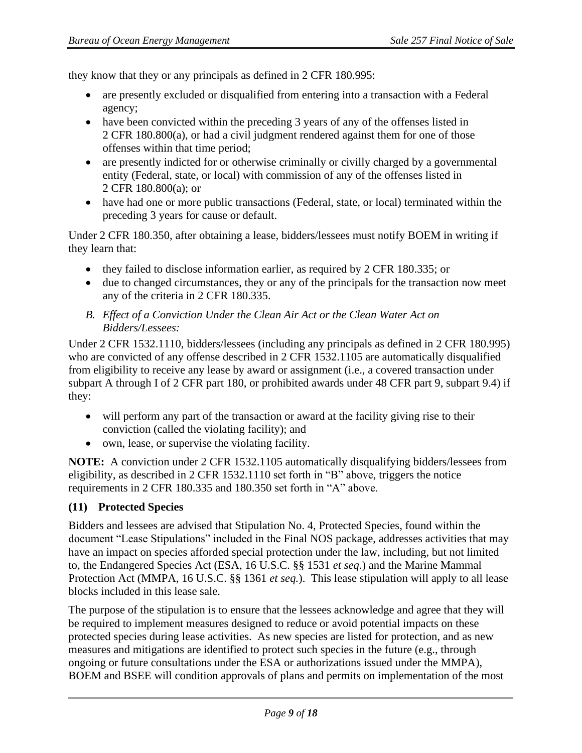they know that they or any principals as defined in 2 CFR 180.995:

- are presently excluded or disqualified from entering into a transaction with a Federal agency;
- have been convicted within the preceding 3 years of any of the offenses listed in 2 CFR 180.800(a), or had a civil judgment rendered against them for one of those offenses within that time period;
- are presently indicted for or otherwise criminally or civilly charged by a governmental entity (Federal, state, or local) with commission of any of the offenses listed in 2 CFR 180.800(a); or
- have had one or more public transactions (Federal, state, or local) terminated within the preceding 3 years for cause or default.

Under 2 CFR 180.350, after obtaining a lease, bidders/lessees must notify BOEM in writing if they learn that:

- they failed to disclose information earlier, as required by 2 CFR 180.335; or
- due to changed circumstances, they or any of the principals for the transaction now meet any of the criteria in 2 CFR 180.335.

*B. Effect of a Conviction Under the Clean Air Act or the Clean Water Act on Bidders/Lessees:*

Under 2 CFR 1532.1110, bidders/lessees (including any principals as defined in 2 CFR 180.995) who are convicted of any offense described in 2 CFR 1532.1105 are automatically disqualified from eligibility to receive any lease by award or assignment (i.e., a covered transaction under subpart A through I of 2 CFR part 180, or prohibited awards under 48 CFR part 9, subpart 9.4) if they:

- will perform any part of the transaction or award at the facility giving rise to their conviction (called the violating facility); and
- own, lease, or supervise the violating facility.

**NOTE:** A conviction under 2 CFR 1532.1105 automatically disqualifying bidders/lessees from eligibility, as described in 2 CFR 1532.1110 set forth in "B" above, triggers the notice requirements in 2 CFR 180.335 and 180.350 set forth in "A" above.

### (11) Protected Species

Bidders and lessees are advised that Stipulation No. 4, Protected Species, found within the document "Lease Stipulations" included in the Final NOS package, addresses activities that may have an impact on species afforded special protection under the law, including, but not limited to, the Endangered Species Act (ESA, 16 U.S.C. §§ 1531 *et seq.*) and the Marine Mammal Protection Act (MMPA, 16 U.S.C. §§ 1361 *et seq.*). This lease stipulation will apply to all lease blocks included in this lease sale.

The purpose of the stipulation is to ensure that the lessees acknowledge and agree that they will be required to implement measures designed to reduce or avoid potential impacts on these protected species during lease activities. As new species are listed for protection, and as new measures and mitigations are identified to protect such species in the future (e.g., through ongoing or future consultations under the ESA or authorizations issued under the MMPA), BOEM and BSEE will condition approvals of plans and permits on implementation of the most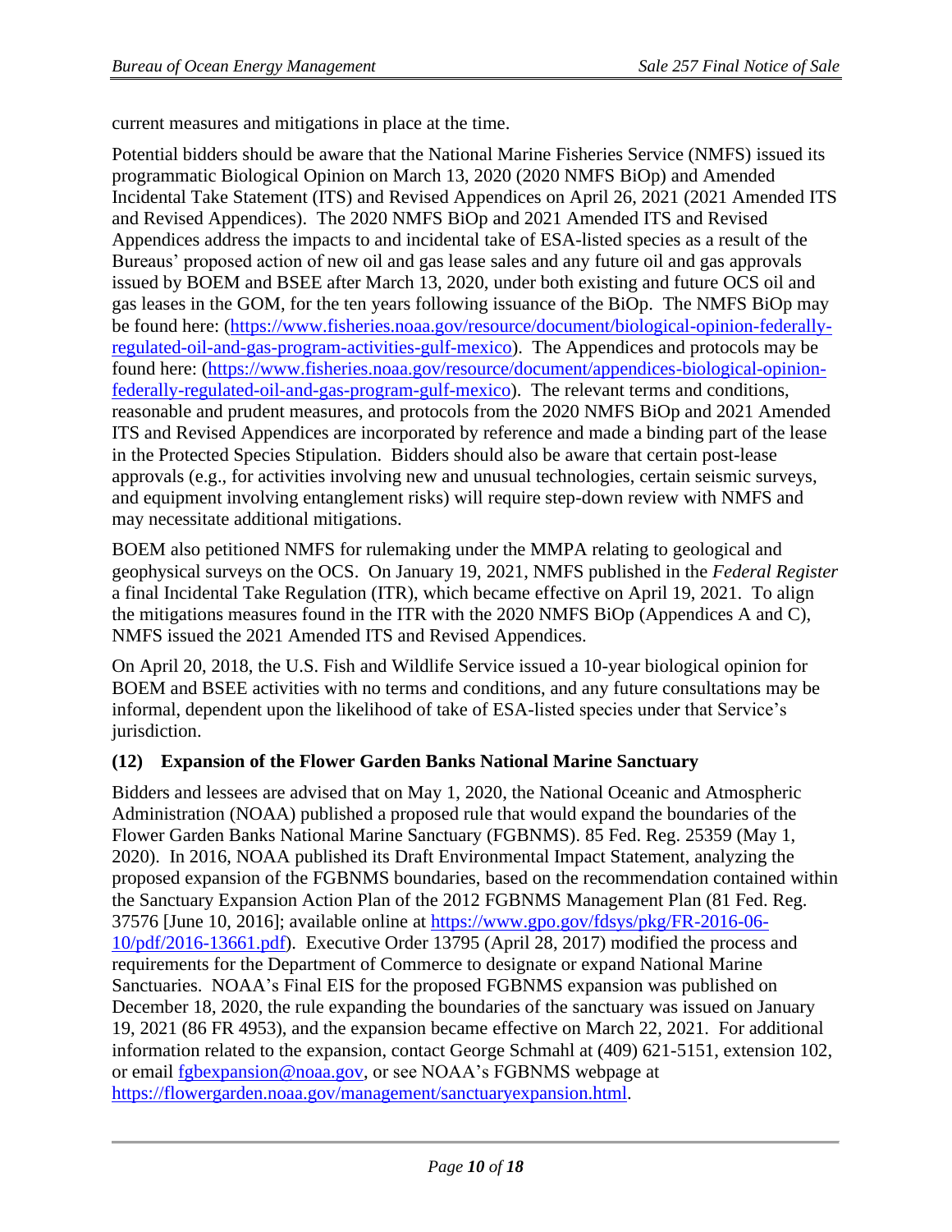current measures and mitigations in place at the time.

Potential bidders should be aware that the National Marine Fisheries Service (NMFS) issued its programmatic Biological Opinion on March 13, 2020 (2020 NMFS BiOp) and Amended Incidental Take Statement (ITS) and Revised Appendices on April 26, 2021 (2021 Amended ITS and Revised Appendices). The 2020 NMFS BiOp and 2021 Amended ITS and Revised Appendices address the impacts to and incidental take of ESA-listed species as a result of the Bureaus' proposed action of new oil and gas lease sales and any future oil and gas approvals issued by BOEM and BSEE after March 13, 2020, under both existing and future OCS oil and gas leases in the GOM, for the ten years following issuance of the BiOp. The NMFS BiOp may be found here: (https://www.fisheries.noaa.gov/resource/document/biological-opinion-federally-regulated-oil-and-gas-program-activities-gulf-mexico). The Appendices and protocols may be found here: (https://www.fisheries.noaa.gov/resource/document/appendices-biological-opinion-federally-regulated-oil-and-gas-program-gulf-mexico). The relevant terms and conditions, reasonable and prudent measures, and protocols from the 2020 NMFS BiOp and 2021 Amended ITS and Revised Appendices are incorporated by reference and made a binding part of the lease in the Protected Species Stipulation. Bidders should also be aware that certain post-lease approvals (e.g., for activities involving new and unusual technologies, certain seismic surveys, and equipment involving entanglement risks) will require step-down review with NMFS and may necessitate additional mitigations.

BOEM also petitioned NMFS for rulemaking under the MMPA relating to geological and geophysical surveys on the OCS. On January 19, 2021, NMFS published in the *Federal Register* a final Incidental Take Regulation (ITR), which became effective on April 19, 2021. To align the mitigations measures found in the ITR with the 2020 NMFS BiOp (Appendices A and C), NMFS issued the 2021 Amended ITS and Revised Appendices.

On April 20, 2018, the U.S. Fish and Wildlife Service issued a 10-year biological opinion for BOEM and BSEE activities with no terms and conditions, and any future consultations may be informal, dependent upon the likelihood of take of ESA-listed species under that Service's jurisdiction.

**(12) Expansion of the Flower Garden Banks National Marine Sanctuary**

Bidders and lessees are advised that on May 1, 2020, the National Oceanic and Atmospheric Administration (NOAA) published a proposed rule that would expand the boundaries of the Flower Garden Banks National Marine Sanctuary (FGBNMS). 85 Fed. Reg. 25359 (May 1, 2020). In 2016, NOAA published its Draft Environmental Impact Statement, analyzing the proposed expansion of the FGBNMS boundaries, based on the recommendation contained within the Sanctuary Expansion Action Plan of the 2012 FGBNMS Management Plan (81 Fed. Reg. 37576 [June 10, 2016]; available online at https://www.gpo.gov/fdsys/pkg/FR-2016-06-10/pdf/2016-13661.pdf). Executive Order 13795 (April 28, 2017) modified the process and requirements for the Department of Commerce to designate or expand National Marine Sanctuaries. NOAA's Final EIS for the proposed FGBNMS expansion was published on December 18, 2020, the rule expanding the boundaries of the sanctuary was issued on January 19, 2021 (86 FR 4953), and the expansion became effective on March 22, 2021. For additional information related to the expansion, contact George Schmahl at (409) 621-5151, extension 102, or email fgbexpansion@noaa.gov, or see NOAA's FGBNMS webpage at https://flowergarden.noaa.gov/management/sanctuaryexpansion.html.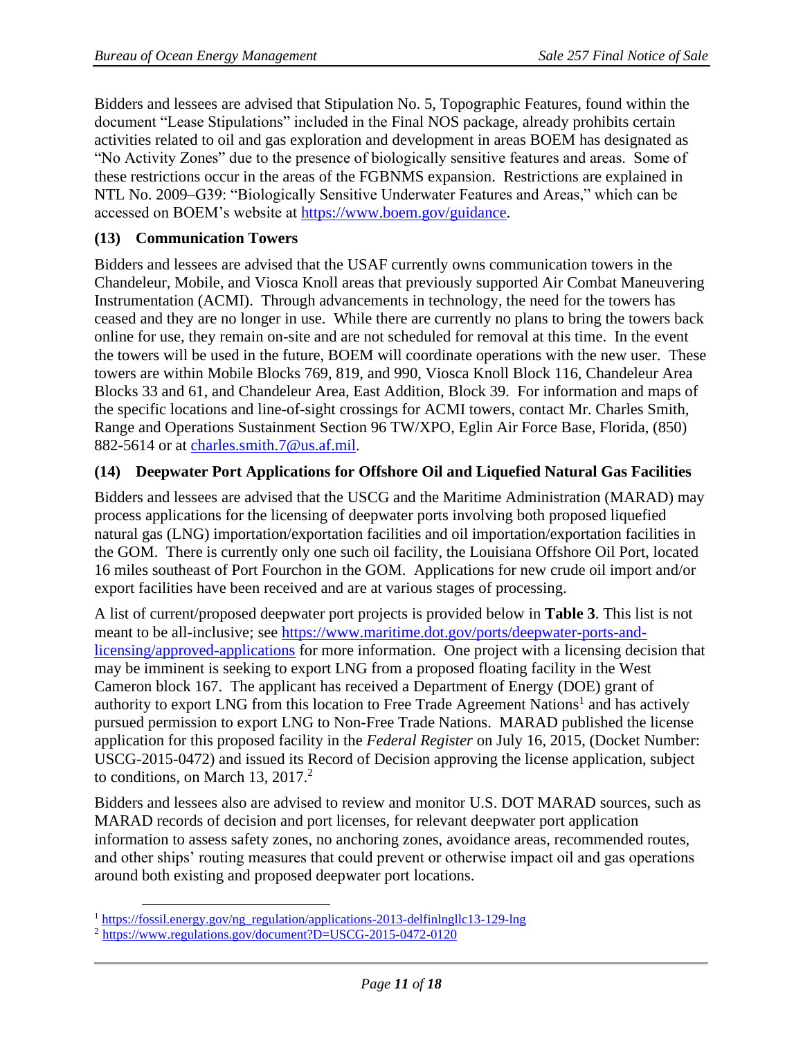Bidders and lessees are advised that Stipulation No. 5, Topographic Features, found within the document "Lease Stipulations" included in the Final NOS package, already prohibits certain activities related to oil and gas exploration and development in areas BOEM has designated as "No Activity Zones" due to the presence of biologically sensitive features and areas. Some of these restrictions occur in the areas of the FGBNMS expansion. Restrictions are explained in NTL No. 2009–G39: "Biologically Sensitive Underwater Features and Areas," which can be accessed on BOEM's website at https://www.boem.gov/guidance.

### (13) Communication Towers

Bidders and lessees are advised that the USAF currently owns communication towers in the Chandeleur, Mobile, and Viosca Knoll areas that previously supported Air Combat Maneuvering Instrumentation (ACMI). Through advancements in technology, the need for the towers has ceased and they are no longer in use. While there are currently no plans to bring the towers back online for use, they remain on-site and are not scheduled for removal at this time. In the event the towers will be used in the future, BOEM will coordinate operations with the new user. These towers are within Mobile Blocks 769, 819, and 990, Viosca Knoll Block 116, Chandeleur Area Blocks 33 and 61, and Chandeleur Area, East Addition, Block 39. For information and maps of the specific locations and line-of-sight crossings for ACMI towers, contact Mr. Charles Smith, Range and Operations Sustainment Section 96 TW/XPO, Eglin Air Force Base, Florida, (850) 882-5614 or at charles.smith.7@us.af.mil.

### (14) Deepwater Port Applications for Offshore Oil and Liquefied Natural Gas Facilities

Bidders and lessees are advised that the USCG and the Maritime Administration (MARAD) may process applications for the licensing of deepwater ports involving both proposed liquefied natural gas (LNG) importation/exportation facilities and oil importation/exportation facilities in the GOM. There is currently only one such oil facility, the Louisiana Offshore Oil Port, located 16 miles southeast of Port Fourchon in the GOM. Applications for new crude oil import and/or export facilities have been received and are at various stages of processing.

A list of current/proposed deepwater port projects is provided below in **Table 3**. This list is not meant to be all-inclusive; see https://www.maritime.dot.gov/ports/deepwater-ports-and-licensing/approved-applications for more information. One project with a licensing decision that may be imminent is seeking to export LNG from a proposed floating facility in the West Cameron block 167. The applicant has received a Department of Energy (DOE) grant of authority to export LNG from this location to Free Trade Agreement Nations[1] and has actively pursued permission to export LNG to Non-Free Trade Nations. MARAD published the license application for this proposed facility in the *Federal Register* on July 16, 2015, (Docket Number: USCG-2015-0472) and issued its Record of Decision approving the license application, subject to conditions, on March 13, 2017.[2]

Bidders and lessees also are advised to review and monitor U.S. DOT MARAD sources, such as MARAD records of decision and port licenses, for relevant deepwater port application information to assess safety zones, no anchoring zones, avoidance areas, recommended routes, and other ships' routing measures that could prevent or otherwise impact oil and gas operations around both existing and proposed deepwater port locations.

[1] https://fossil.energy.gov/ng_regulation/applications-2013-delfinlngllc13-129-lng

[2] https://www.regulations.gov/document?D=USCG-2015-0472-0120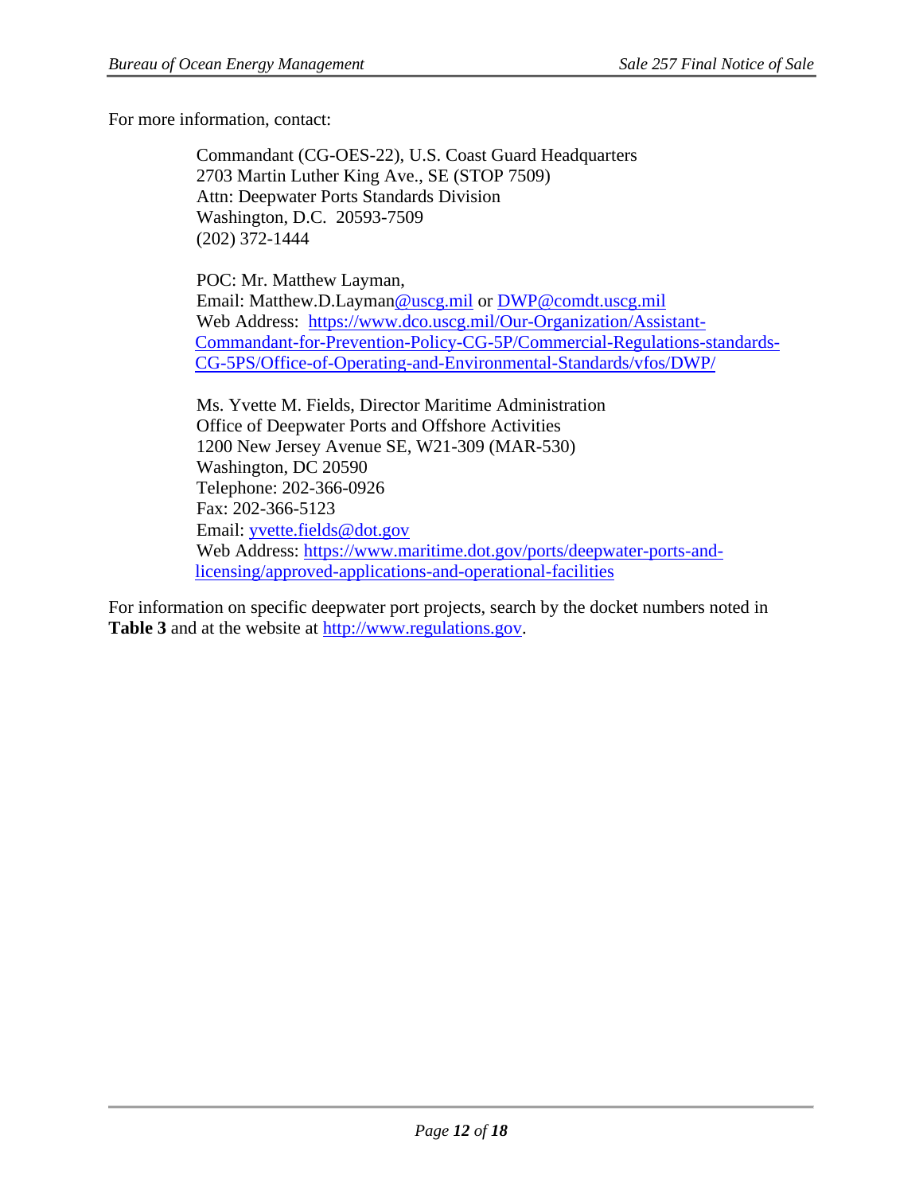For more information, contact:

> Commandant (CG-OES-22), U.S. Coast Guard Headquarters
> 2703 Martin Luther King Ave., SE (STOP 7509)
> Attn: Deepwater Ports Standards Division
> Washington, D.C. 20593-7509
> (202) 372-1444
>
> POC: Mr. Matthew Layman,
> Email: Matthew.D.Layman@uscg.mil or DWP@comdt.uscg.mil
> Web Address: https://www.dco.uscg.mil/Our-Organization/Assistant-Commandant-for-Prevention-Policy-CG-5P/Commercial-Regulations-standards-CG-5PS/Office-of-Operating-and-Environmental-Standards/vfos/DWP/
>
> Ms. Yvette M. Fields, Director Maritime Administration
> Office of Deepwater Ports and Offshore Activities
> 1200 New Jersey Avenue SE, W21-309 (MAR-530)
> Washington, DC 20590
> Telephone: 202-366-0926
> Fax: 202-366-5123
> Email: yvette.fields@dot.gov
> Web Address: https://www.maritime.dot.gov/ports/deepwater-ports-and-licensing/approved-applications-and-operational-facilities

For information on specific deepwater port projects, search by the docket numbers noted in **Table 3** and at the website at http://www.regulations.gov.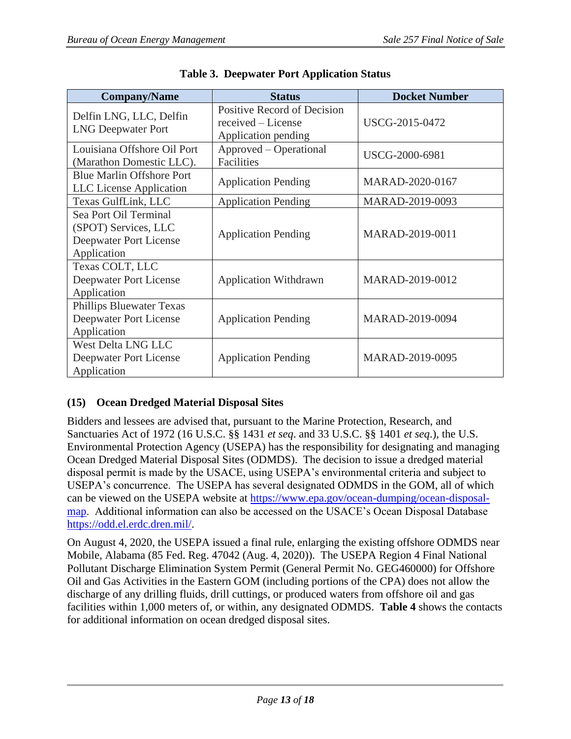**Table 3. Deepwater Port Application Status**

| Company/Name | Status | Docket Number |
|---|---|---|
| Delfin LNG, LLC, Delfin LNG Deepwater Port | Positive Record of Decision received – License Application pending | USCG-2015-0472 |
| Louisiana Offshore Oil Port (Marathon Domestic LLC). | Approved – Operational Facilities | USCG-2000-6981 |
| Blue Marlin Offshore Port LLC License Application | Application Pending | MARAD-2020-0167 |
| Texas GulfLink, LLC | Application Pending | MARAD-2019-0093 |
| Sea Port Oil Terminal (SPOT) Services, LLC Deepwater Port License Application | Application Pending | MARAD-2019-0011 |
| Texas COLT, LLC Deepwater Port License Application | Application Withdrawn | MARAD-2019-0012 |
| Phillips Bluewater Texas Deepwater Port License Application | Application Pending | MARAD-2019-0094 |
| West Delta LNG LLC Deepwater Port License Application | Application Pending | MARAD-2019-0095 |

### (15) Ocean Dredged Material Disposal Sites

Bidders and lessees are advised that, pursuant to the Marine Protection, Research, and Sanctuaries Act of 1972 (16 U.S.C. §§ 1431 *et seq*. and 33 U.S.C. §§ 1401 *et seq*.), the U.S. Environmental Protection Agency (USEPA) has the responsibility for designating and managing Ocean Dredged Material Disposal Sites (ODMDS). The decision to issue a dredged material disposal permit is made by the USACE, using USEPA's environmental criteria and subject to USEPA's concurrence. The USEPA has several designated ODMDS in the GOM, all of which can be viewed on the USEPA website at https://www.epa.gov/ocean-dumping/ocean-disposal-map. Additional information can also be accessed on the USACE's Ocean Disposal Database https://odd.el.erdc.dren.mil/.

On August 4, 2020, the USEPA issued a final rule, enlarging the existing offshore ODMDS near Mobile, Alabama (85 Fed. Reg. 47042 (Aug. 4, 2020)). The USEPA Region 4 Final National Pollutant Discharge Elimination System Permit (General Permit No. GEG460000) for Offshore Oil and Gas Activities in the Eastern GOM (including portions of the CPA) does not allow the discharge of any drilling fluids, drill cuttings, or produced waters from offshore oil and gas facilities within 1,000 meters of, or within, any designated ODMDS. **Table 4** shows the contacts for additional information on ocean dredged disposal sites.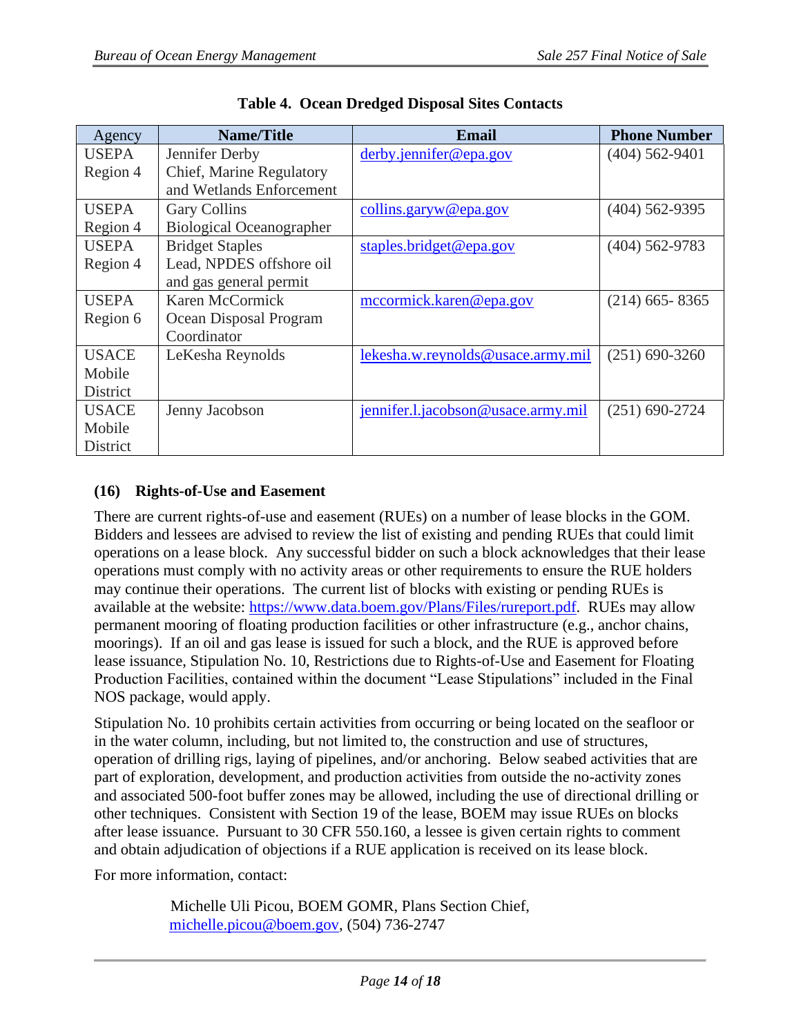**Table 4. Ocean Dredged Disposal Sites Contacts**

| Agency | Name/Title | Email | Phone Number |
| --- | --- | --- | --- |
| USEPA Region 4 | Jennifer Derby Chief, Marine Regulatory and Wetlands Enforcement | derby.jennifer@epa.gov | (404) 562-9401 |
| USEPA Region 4 | Gary Collins Biological Oceanographer | collins.garyw@epa.gov | (404) 562-9395 |
| USEPA Region 4 | Bridget Staples Lead, NPDES offshore oil and gas general permit | staples.bridget@epa.gov | (404) 562-9783 |
| USEPA Region 6 | Karen McCormick Ocean Disposal Program Coordinator | mccormick.karen@epa.gov | (214) 665- 8365 |
| USACE Mobile District | LeKesha Reynolds | lekesha.w.reynolds@usace.army.mil | (251) 690-3260 |
| USACE Mobile District | Jenny Jacobson | jennifer.l.jacobson@usace.army.mil | (251) 690-2724 |

### (16) Rights-of-Use and Easement

There are current rights-of-use and easement (RUEs) on a number of lease blocks in the GOM. Bidders and lessees are advised to review the list of existing and pending RUEs that could limit operations on a lease block. Any successful bidder on such a block acknowledges that their lease operations must comply with no activity areas or other requirements to ensure the RUE holders may continue their operations. The current list of blocks with existing or pending RUEs is available at the website: https://www.data.boem.gov/Plans/Files/rureport.pdf. RUEs may allow permanent mooring of floating production facilities or other infrastructure (e.g., anchor chains, moorings). If an oil and gas lease is issued for such a block, and the RUE is approved before lease issuance, Stipulation No. 10, Restrictions due to Rights-of-Use and Easement for Floating Production Facilities, contained within the document "Lease Stipulations" included in the Final NOS package, would apply.

Stipulation No. 10 prohibits certain activities from occurring or being located on the seafloor or in the water column, including, but not limited to, the construction and use of structures, operation of drilling rigs, laying of pipelines, and/or anchoring. Below seabed activities that are part of exploration, development, and production activities from outside the no-activity zones and associated 500-foot buffer zones may be allowed, including the use of directional drilling or other techniques. Consistent with Section 19 of the lease, BOEM may issue RUEs on blocks after lease issuance. Pursuant to 30 CFR 550.160, a lessee is given certain rights to comment and obtain adjudication of objections if a RUE application is received on its lease block.

For more information, contact:

> Michelle Uli Picou, BOEM GOMR, Plans Section Chief, michelle.picou@boem.gov, (504) 736-2747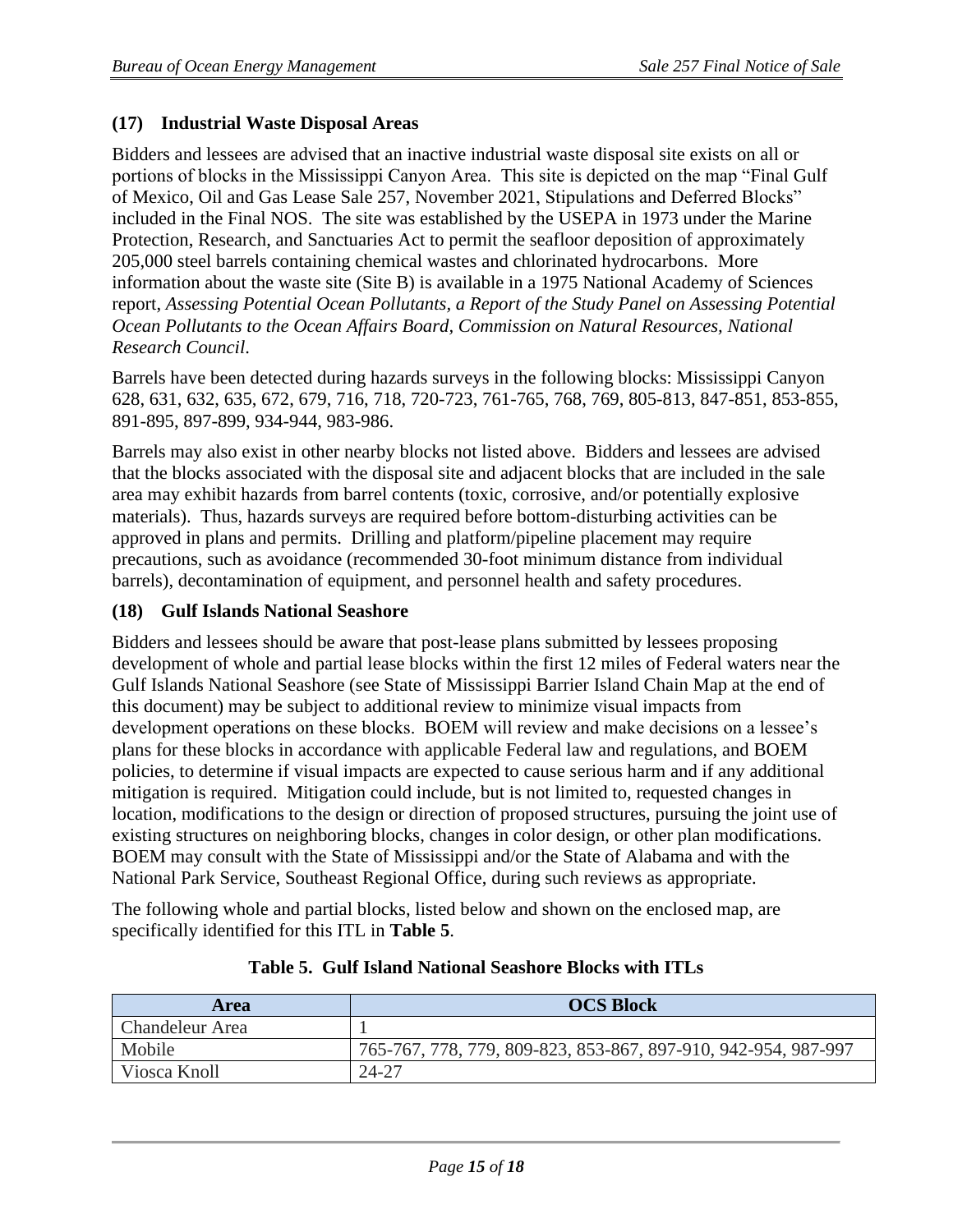### (17) Industrial Waste Disposal Areas

Bidders and lessees are advised that an inactive industrial waste disposal site exists on all or portions of blocks in the Mississippi Canyon Area. This site is depicted on the map "Final Gulf of Mexico, Oil and Gas Lease Sale 257, November 2021, Stipulations and Deferred Blocks" included in the Final NOS. The site was established by the USEPA in 1973 under the Marine Protection, Research, and Sanctuaries Act to permit the seafloor deposition of approximately 205,000 steel barrels containing chemical wastes and chlorinated hydrocarbons. More information about the waste site (Site B) is available in a 1975 National Academy of Sciences report, *Assessing Potential Ocean Pollutants, a Report of the Study Panel on Assessing Potential Ocean Pollutants to the Ocean Affairs Board, Commission on Natural Resources, National Research Council*.

Barrels have been detected during hazards surveys in the following blocks: Mississippi Canyon 628, 631, 632, 635, 672, 679, 716, 718, 720-723, 761-765, 768, 769, 805-813, 847-851, 853-855, 891-895, 897-899, 934-944, 983-986.

Barrels may also exist in other nearby blocks not listed above. Bidders and lessees are advised that the blocks associated with the disposal site and adjacent blocks that are included in the sale area may exhibit hazards from barrel contents (toxic, corrosive, and/or potentially explosive materials). Thus, hazards surveys are required before bottom-disturbing activities can be approved in plans and permits. Drilling and platform/pipeline placement may require precautions, such as avoidance (recommended 30-foot minimum distance from individual barrels), decontamination of equipment, and personnel health and safety procedures.

### (18) Gulf Islands National Seashore

Bidders and lessees should be aware that post-lease plans submitted by lessees proposing development of whole and partial lease blocks within the first 12 miles of Federal waters near the Gulf Islands National Seashore (see State of Mississippi Barrier Island Chain Map at the end of this document) may be subject to additional review to minimize visual impacts from development operations on these blocks. BOEM will review and make decisions on a lessee's plans for these blocks in accordance with applicable Federal law and regulations, and BOEM policies, to determine if visual impacts are expected to cause serious harm and if any additional mitigation is required. Mitigation could include, but is not limited to, requested changes in location, modifications to the design or direction of proposed structures, pursuing the joint use of existing structures on neighboring blocks, changes in color design, or other plan modifications. BOEM may consult with the State of Mississippi and/or the State of Alabama and with the National Park Service, Southeast Regional Office, during such reviews as appropriate.

The following whole and partial blocks, listed below and shown on the enclosed map, are specifically identified for this ITL in **Table 5**.

**Table 5. Gulf Island National Seashore Blocks with ITLs**

| Area | OCS Block |
|---|---|
| Chandeleur Area | 1 |
| Mobile | 765-767, 778, 779, 809-823, 853-867, 897-910, 942-954, 987-997 |
| Viosca Knoll | 24-27 |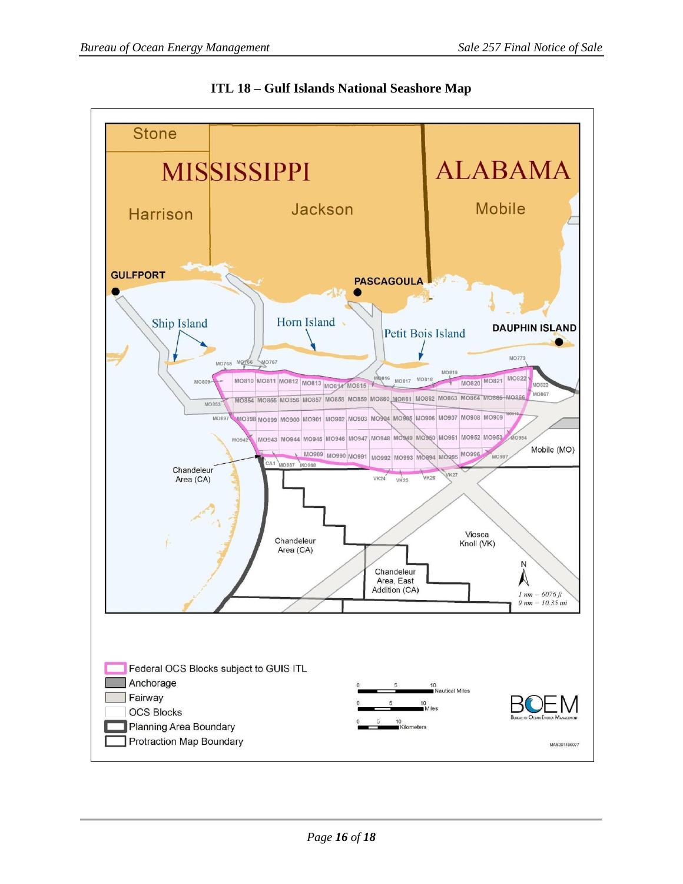## ITL 18 – Gulf Islands National Seashore Map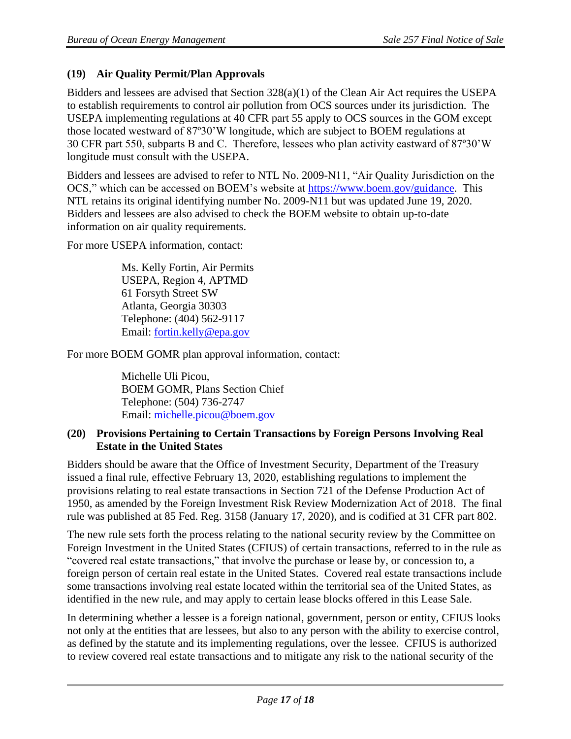### (19) Air Quality Permit/Plan Approvals

Bidders and lessees are advised that Section 328(a)(1) of the Clean Air Act requires the USEPA to establish requirements to control air pollution from OCS sources under its jurisdiction. The USEPA implementing regulations at 40 CFR part 55 apply to OCS sources in the GOM except those located westward of 87º30'W longitude, which are subject to BOEM regulations at 30 CFR part 550, subparts B and C. Therefore, lessees who plan activity eastward of 87º30'W longitude must consult with the USEPA.

Bidders and lessees are advised to refer to NTL No. 2009-N11, "Air Quality Jurisdiction on the OCS," which can be accessed on BOEM's website at https://www.boem.gov/guidance. This NTL retains its original identifying number No. 2009-N11 but was updated June 19, 2020. Bidders and lessees are also advised to check the BOEM website to obtain up-to-date information on air quality requirements.

For more USEPA information, contact:

> Ms. Kelly Fortin, Air Permits
> USEPA, Region 4, APTMD
> 61 Forsyth Street SW
> Atlanta, Georgia 30303
> Telephone: (404) 562-9117
> Email: fortin.kelly@epa.gov

For more BOEM GOMR plan approval information, contact:

> Michelle Uli Picou,
> BOEM GOMR, Plans Section Chief
> Telephone: (504) 736-2747
> Email: michelle.picou@boem.gov

### (20) Provisions Pertaining to Certain Transactions by Foreign Persons Involving Real Estate in the United States

Bidders should be aware that the Office of Investment Security, Department of the Treasury issued a final rule, effective February 13, 2020, establishing regulations to implement the provisions relating to real estate transactions in Section 721 of the Defense Production Act of 1950, as amended by the Foreign Investment Risk Review Modernization Act of 2018. The final rule was published at 85 Fed. Reg. 3158 (January 17, 2020), and is codified at 31 CFR part 802.

The new rule sets forth the process relating to the national security review by the Committee on Foreign Investment in the United States (CFIUS) of certain transactions, referred to in the rule as "covered real estate transactions," that involve the purchase or lease by, or concession to, a foreign person of certain real estate in the United States. Covered real estate transactions include some transactions involving real estate located within the territorial sea of the United States, as identified in the new rule, and may apply to certain lease blocks offered in this Lease Sale.

In determining whether a lessee is a foreign national, government, person or entity, CFIUS looks not only at the entities that are lessees, but also to any person with the ability to exercise control, as defined by the statute and its implementing regulations, over the lessee. CFIUS is authorized to review covered real estate transactions and to mitigate any risk to the national security of the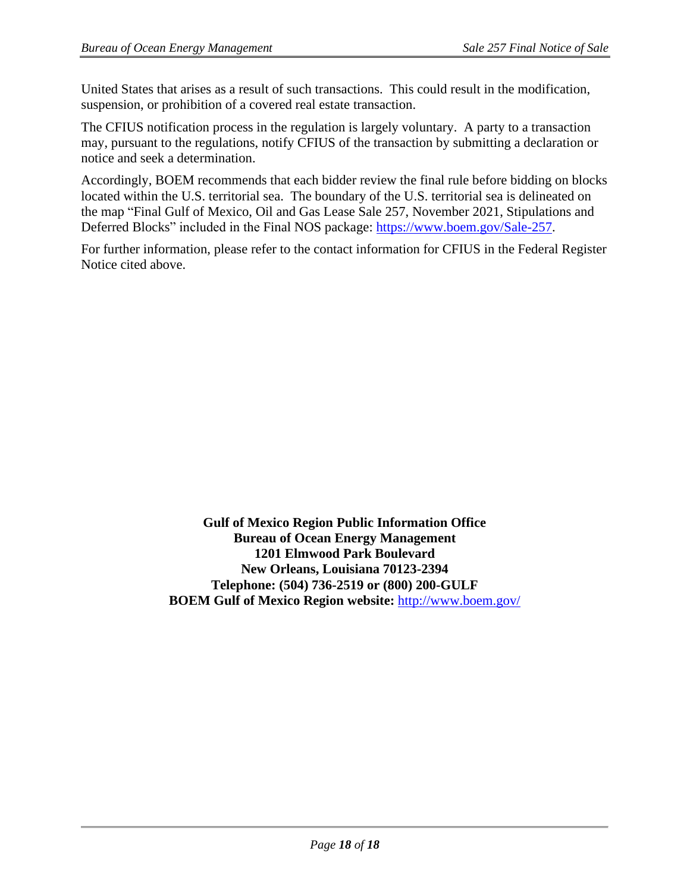United States that arises as a result of such transactions. This could result in the modification, suspension, or prohibition of a covered real estate transaction.

The CFIUS notification process in the regulation is largely voluntary. A party to a transaction may, pursuant to the regulations, notify CFIUS of the transaction by submitting a declaration or notice and seek a determination.

Accordingly, BOEM recommends that each bidder review the final rule before bidding on blocks located within the U.S. territorial sea. The boundary of the U.S. territorial sea is delineated on the map "Final Gulf of Mexico, Oil and Gas Lease Sale 257, November 2021, Stipulations and Deferred Blocks" included in the Final NOS package: https://www.boem.gov/Sale-257.

For further information, please refer to the contact information for CFIUS in the Federal Register Notice cited above.

**Gulf of Mexico Region Public Information Office**
**Bureau of Ocean Energy Management**
**1201 Elmwood Park Boulevard**
**New Orleans, Louisiana 70123-2394**
**Telephone: (504) 736-2519 or (800) 200-GULF**
**BOEM Gulf of Mexico Region website:** http://www.boem.gov/